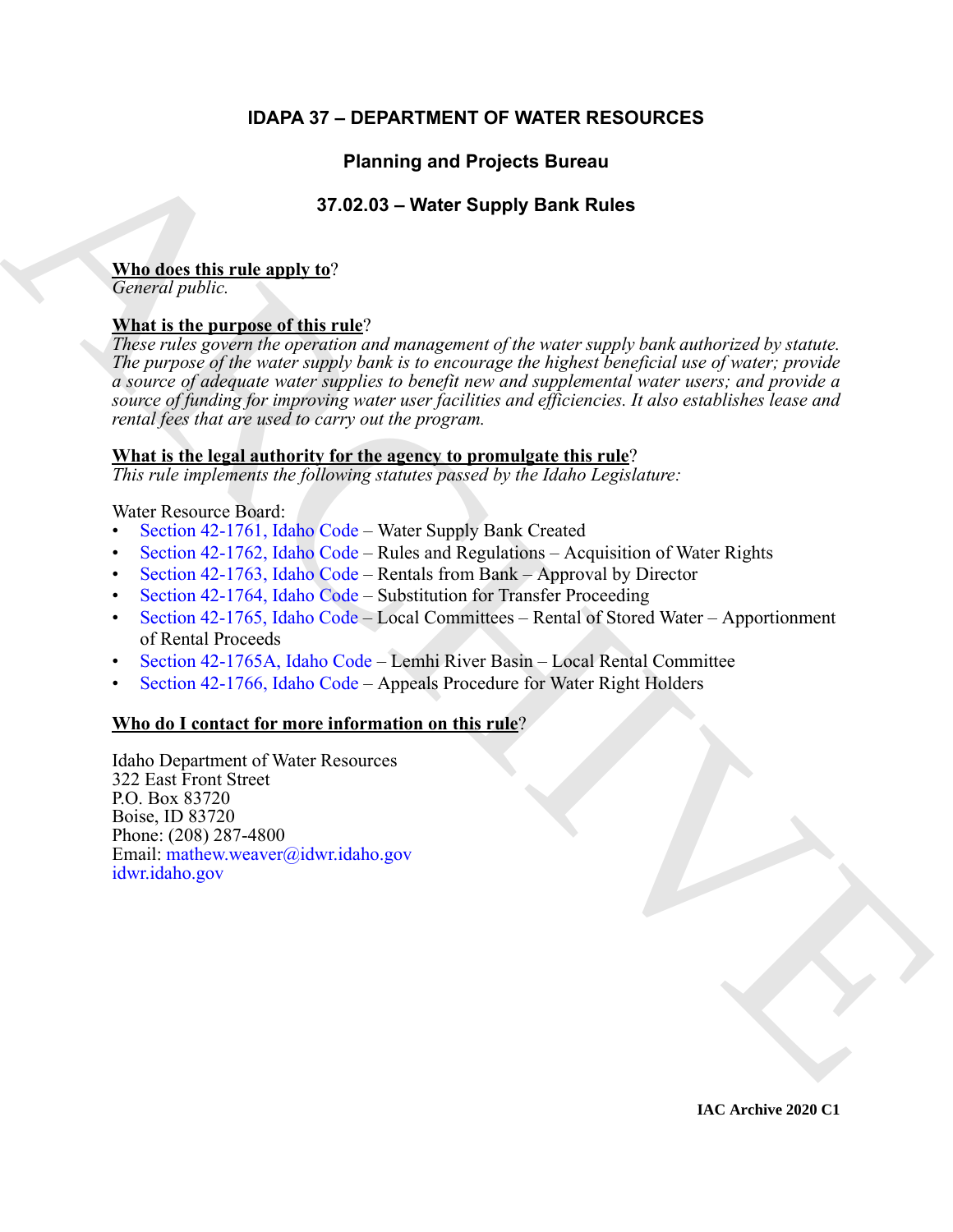# IDAPA 37 – DEPARTMENT OF WATER RESOURCES

## Planning and Projects Bureau

## 37.02.03 – Water Supply Bank Rules

**Who does this rule apply to?**
*General public.*

**What is the purpose of this rule?**
*These rules govern the operation and management of the water supply bank authorized by statute. The purpose of the water supply bank is to encourage the highest beneficial use of water; provide a source of adequate water supplies to benefit new and supplemental water users; and provide a source of funding for improving water user facilities and efficiencies. It also establishes lease and rental fees that are used to carry out the program.*

**What is the legal authority for the agency to promulgate this rule?**
*This rule implements the following statutes passed by the Idaho Legislature:*

Water Resource Board:
- Section 42-1761, Idaho Code – Water Supply Bank Created
- Section 42-1762, Idaho Code – Rules and Regulations – Acquisition of Water Rights
- Section 42-1763, Idaho Code – Rentals from Bank – Approval by Director
- Section 42-1764, Idaho Code – Substitution for Transfer Proceeding
- Section 42-1765, Idaho Code – Local Committees – Rental of Stored Water – Apportionment of Rental Proceeds
- Section 42-1765A, Idaho Code – Lemhi River Basin – Local Rental Committee
- Section 42-1766, Idaho Code – Appeals Procedure for Water Right Holders

**Who do I contact for more information on this rule?**

Idaho Department of Water Resources
322 East Front Street
P.O. Box 83720
Boise, ID 83720
Phone: (208) 287-4800
Email: mathew.weaver@idwr.idaho.gov
idwr.idaho.gov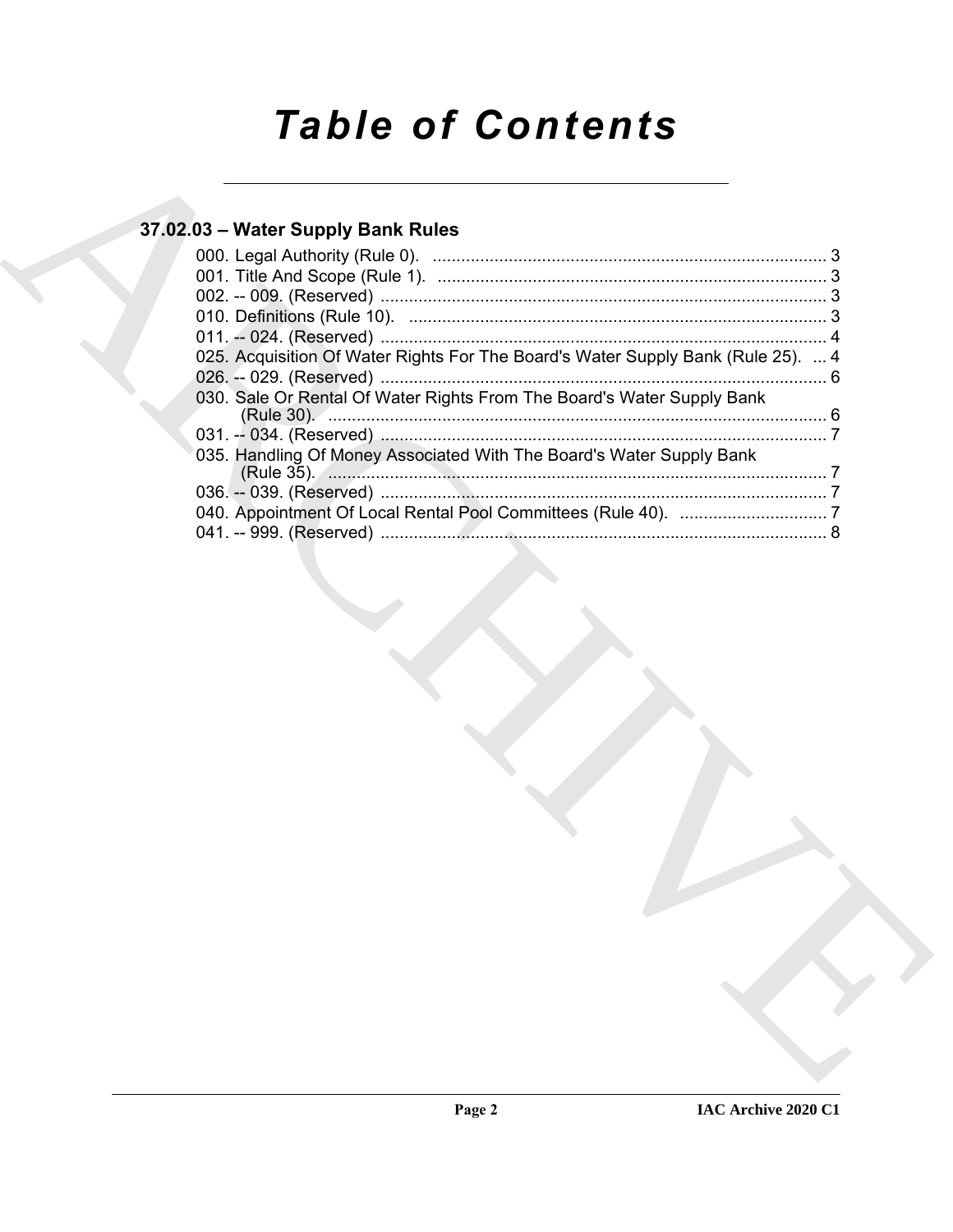# Table of Contents

## 37.02.03 – Water Supply Bank Rules

000. Legal Authority (Rule 0). ... 3
001. Title And Scope (Rule 1). ... 3
002. -- 009. (Reserved) ... 3
010. Definitions (Rule 10). ... 3
011. -- 024. (Reserved) ... 4
025. Acquisition Of Water Rights For The Board's Water Supply Bank (Rule 25). ... 4
026. -- 029. (Reserved) ... 6
030. Sale Or Rental Of Water Rights From The Board's Water Supply Bank (Rule 30). ... 6
031. -- 034. (Reserved) ... 7
035. Handling Of Money Associated With The Board's Water Supply Bank (Rule 35). ... 7
036. -- 039. (Reserved) ... 7
040. Appointment Of Local Rental Pool Committees (Rule 40). ... 7
041. -- 999. (Reserved) ... 8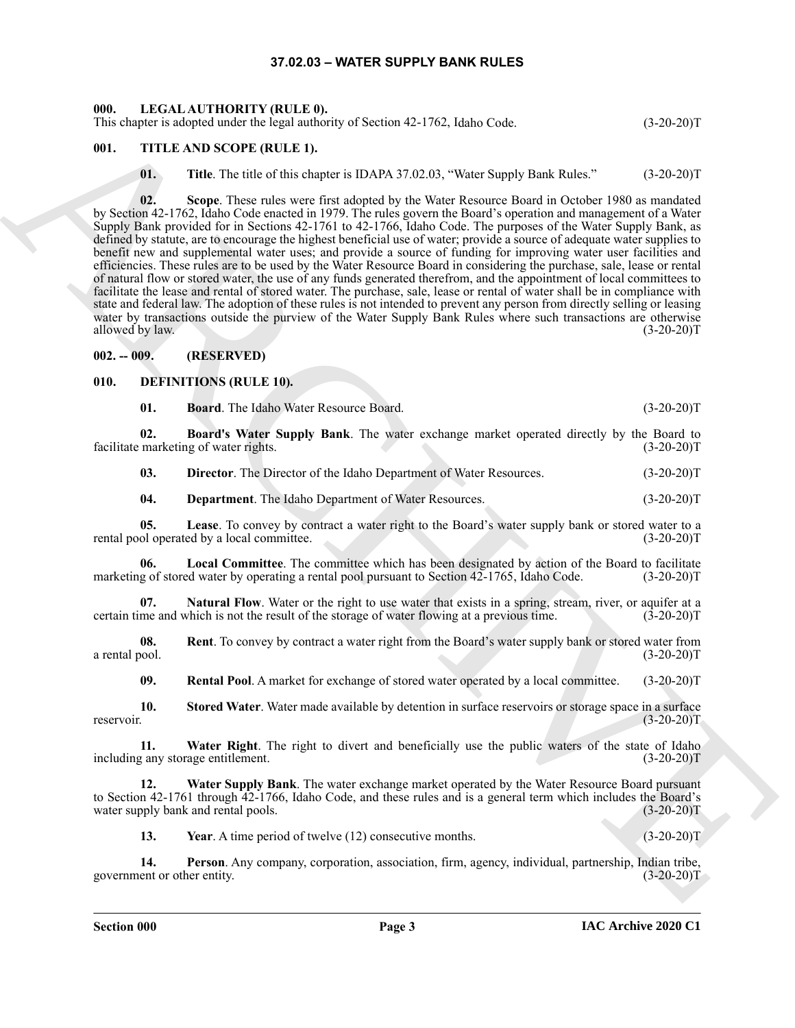# 37.02.03 – WATER SUPPLY BANK RULES

## 000. LEGAL AUTHORITY (RULE 0).

This chapter is adopted under the legal authority of Section 42-1762, Idaho Code. (3-20-20)T

## 001. TITLE AND SCOPE (RULE 1).

**01. Title**. The title of this chapter is IDAPA 37.02.03, "Water Supply Bank Rules." (3-20-20)T

**02. Scope**. These rules were first adopted by the Water Resource Board in October 1980 as mandated by Section 42-1762, Idaho Code enacted in 1979. The rules govern the Board's operation and management of a Water Supply Bank provided for in Sections 42-1761 to 42-1766, Idaho Code. The purposes of the Water Supply Bank, as defined by statute, are to encourage the highest beneficial use of water; provide a source of adequate water supplies to benefit new and supplemental water uses; and provide a source of funding for improving water user facilities and efficiencies. These rules are to be used by the Water Resource Board in considering the purchase, sale, lease or rental of natural flow or stored water, the use of any funds generated therefrom, and the appointment of local committees to facilitate the lease and rental of stored water. The purchase, sale, lease or rental of water shall be in compliance with state and federal law. The adoption of these rules is not intended to prevent any person from directly selling or leasing water by transactions outside the purview of the Water Supply Bank Rules where such transactions are otherwise allowed by law. (3-20-20)T

## 002. -- 009. (RESERVED)

## 010. DEFINITIONS (RULE 10).

**01. Board**. The Idaho Water Resource Board. (3-20-20)T

**02. Board's Water Supply Bank**. The water exchange market operated directly by the Board to facilitate marketing of water rights. (3-20-20)T

**03. Director**. The Director of the Idaho Department of Water Resources. (3-20-20)T

**04. Department**. The Idaho Department of Water Resources. (3-20-20)T

**05. Lease**. To convey by contract a water right to the Board's water supply bank or stored water to a rental pool operated by a local committee. (3-20-20)T

**06. Local Committee**. The committee which has been designated by action of the Board to facilitate marketing of stored water by operating a rental pool pursuant to Section 42-1765, Idaho Code. (3-20-20)T

**07. Natural Flow**. Water or the right to use water that exists in a spring, stream, river, or aquifer at a certain time and which is not the result of the storage of water flowing at a previous time. (3-20-20)T

**08. Rent**. To convey by contract a water right from the Board's water supply bank or stored water from a rental pool. (3-20-20)T

**09. Rental Pool**. A market for exchange of stored water operated by a local committee. (3-20-20)T

**10. Stored Water**. Water made available by detention in surface reservoirs or storage space in a surface reservoir. (3-20-20)T

**11. Water Right**. The right to divert and beneficially use the public waters of the state of Idaho including any storage entitlement. (3-20-20)T

**12. Water Supply Bank**. The water exchange market operated by the Water Resource Board pursuant to Section 42-1761 through 42-1766, Idaho Code, and these rules and is a general term which includes the Board's water supply bank and rental pools. (3-20-20)T

**13. Year**. A time period of twelve (12) consecutive months. (3-20-20)T

**14. Person**. Any company, corporation, association, firm, agency, individual, partnership, Indian tribe, government or other entity. (3-20-20)T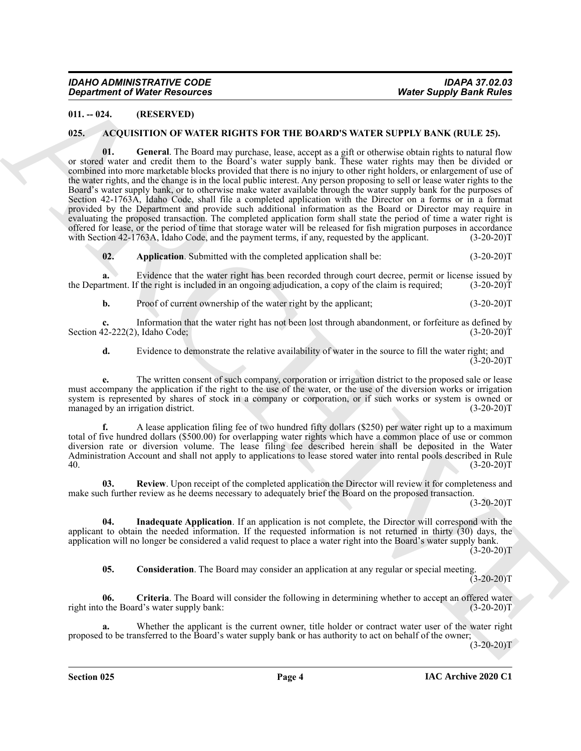## 011. -- 024. (RESERVED)

## 025. ACQUISITION OF WATER RIGHTS FOR THE BOARD'S WATER SUPPLY BANK (RULE 25).

**01. General**. The Board may purchase, lease, accept as a gift or otherwise obtain rights to natural flow or stored water and credit them to the Board's water supply bank. These water rights may then be divided or combined into more marketable blocks provided that there is no injury to other right holders, or enlargement of use of the water rights, and the change is in the local public interest. Any person proposing to sell or lease water rights to the Board's water supply bank, or to otherwise make water available through the water supply bank for the purposes of Section 42-1763A, Idaho Code, shall file a completed application with the Director on a forms or in a format provided by the Department and provide such additional information as the Board or Director may require in evaluating the proposed transaction. The completed application form shall state the period of time a water right is offered for lease, or the period of time that storage water will be released for fish migration purposes in accordance with Section 42-1763A, Idaho Code, and the payment terms, if any, requested by the applicant. (3-20-20)T

**02. Application**. Submitted with the completed application shall be: (3-20-20)T

**a.** Evidence that the water right has been recorded through court decree, permit or license issued by the Department. If the right is included in an ongoing adjudication, a copy of the claim is required; (3-20-20)T

**b.** Proof of current ownership of the water right by the applicant; (3-20-20)T

**c.** Information that the water right has not been lost through abandonment, or forfeiture as defined by Section 42-222(2), Idaho Code; (3-20-20)T

**d.** Evidence to demonstrate the relative availability of water in the source to fill the water right; and (3-20-20)T

**e.** The written consent of such company, corporation or irrigation district to the proposed sale or lease must accompany the application if the right to the use of the water, or the use of the diversion works or irrigation system is represented by shares of stock in a company or corporation, or if such works or system is owned or managed by an irrigation district. (3-20-20)T

**f.** A lease application filing fee of two hundred fifty dollars ($250) per water right up to a maximum total of five hundred dollars ($500.00) for overlapping water rights which have a common place of use or common diversion rate or diversion volume. The lease filing fee described herein shall be deposited in the Water Administration Account and shall not apply to applications to lease stored water into rental pools described in Rule 40. (3-20-20)T

**03. Review**. Upon receipt of the completed application the Director will review it for completeness and make such further review as he deems necessary to adequately brief the Board on the proposed transaction. (3-20-20)T

**04. Inadequate Application**. If an application is not complete, the Director will correspond with the applicant to obtain the needed information. If the requested information is not returned in thirty (30) days, the application will no longer be considered a valid request to place a water right into the Board's water supply bank. (3-20-20)T

**05. Consideration**. The Board may consider an application at any regular or special meeting. (3-20-20)T

**06. Criteria**. The Board will consider the following in determining whether to accept an offered water right into the Board's water supply bank: (3-20-20)T

**a.** Whether the applicant is the current owner, title holder or contract water user of the water right proposed to be transferred to the Board's water supply bank or has authority to act on behalf of the owner; (3-20-20)T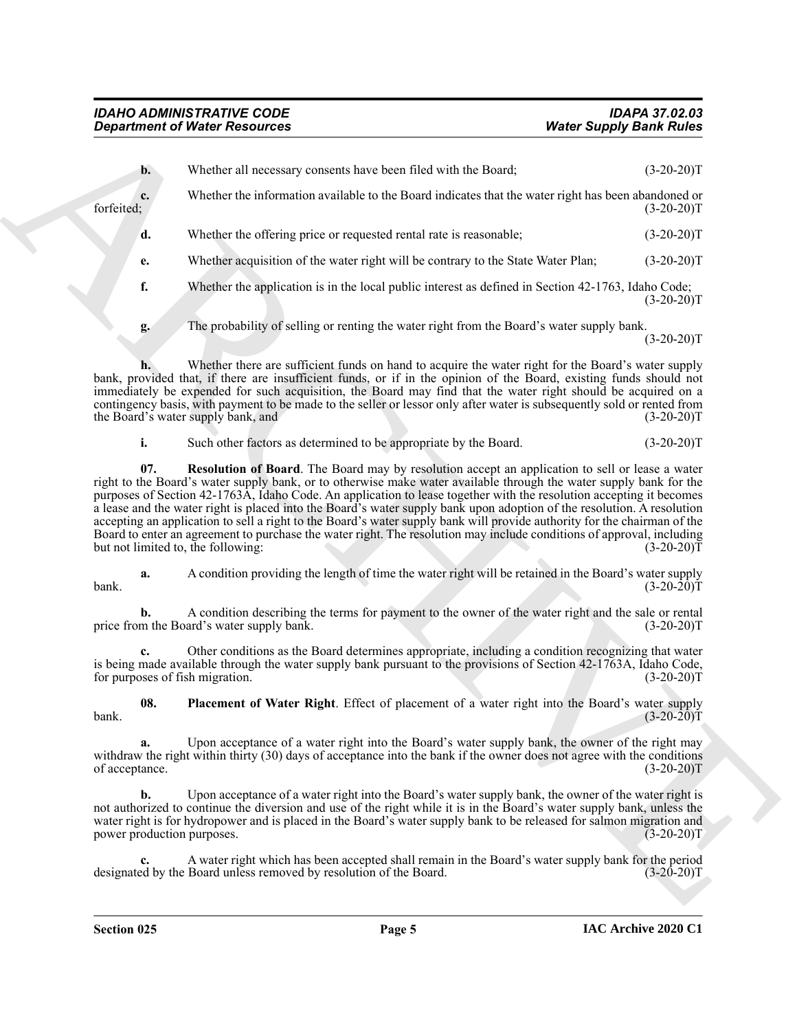**b.** Whether all necessary consents have been filed with the Board; (3-20-20)T

**c.** Whether the information available to the Board indicates that the water right has been abandoned or forfeited; (3-20-20)T

**d.** Whether the offering price or requested rental rate is reasonable; (3-20-20)T

**e.** Whether acquisition of the water right will be contrary to the State Water Plan; (3-20-20)T

**f.** Whether the application is in the local public interest as defined in Section 42-1763, Idaho Code; (3-20-20)T

**g.** The probability of selling or renting the water right from the Board's water supply bank. (3-20-20)T

**h.** Whether there are sufficient funds on hand to acquire the water right for the Board's water supply bank, provided that, if there are insufficient funds, or if in the opinion of the Board, existing funds should not immediately be expended for such acquisition, the Board may find that the water right should be acquired on a contingency basis, with payment to be made to the seller or lessor only after water is subsequently sold or rented from the Board's water supply bank, and (3-20-20)T

**i.** Such other factors as determined to be appropriate by the Board. (3-20-20)T

**07. Resolution of Board**. The Board may by resolution accept an application to sell or lease a water right to the Board's water supply bank, or to otherwise make water available through the water supply bank for the purposes of Section 42-1763A, Idaho Code. An application to lease together with the resolution accepting it becomes a lease and the water right is placed into the Board's water supply bank upon adoption of the resolution. A resolution accepting an application to sell a right to the Board's water supply bank will provide authority for the chairman of the Board to enter an agreement to purchase the water right. The resolution may include conditions of approval, including but not limited to, the following: (3-20-20)T

**a.** A condition providing the length of time the water right will be retained in the Board's water supply bank. (3-20-20)T

**b.** A condition describing the terms for payment to the owner of the water right and the sale or rental price from the Board's water supply bank. (3-20-20)T

**c.** Other conditions as the Board determines appropriate, including a condition recognizing that water is being made available through the water supply bank pursuant to the provisions of Section 42-1763A, Idaho Code, for purposes of fish migration. (3-20-20)T

**08. Placement of Water Right**. Effect of placement of a water right into the Board's water supply bank. (3-20-20)T

**a.** Upon acceptance of a water right into the Board's water supply bank, the owner of the right may withdraw the right within thirty (30) days of acceptance into the bank if the owner does not agree with the conditions of acceptance. (3-20-20)T

**b.** Upon acceptance of a water right into the Board's water supply bank, the owner of the water right is not authorized to continue the diversion and use of the right while it is in the Board's water supply bank, unless the water right is for hydropower and is placed in the Board's water supply bank to be released for salmon migration and power production purposes. (3-20-20)T

**c.** A water right which has been accepted shall remain in the Board's water supply bank for the period designated by the Board unless removed by resolution of the Board. (3-20-20)T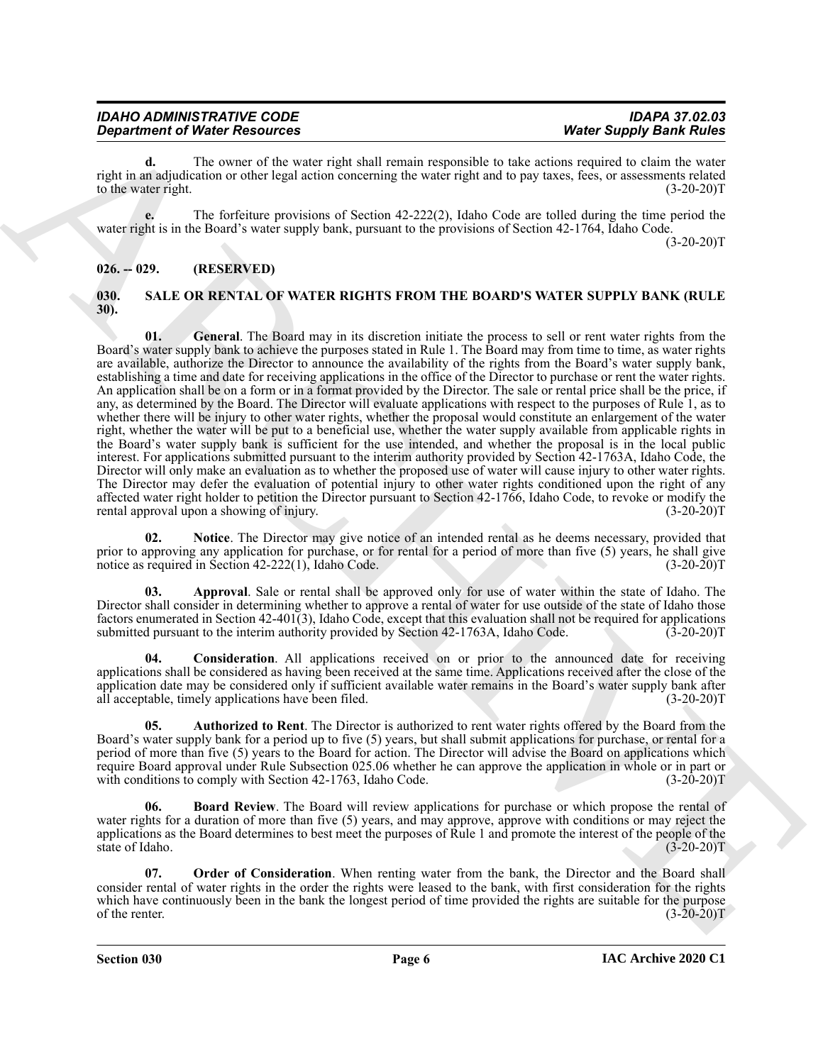**d.** The owner of the water right shall remain responsible to take actions required to claim the water right in an adjudication or other legal action concerning the water right and to pay taxes, fees, or assessments related to the water right. (3-20-20)T

**e.** The forfeiture provisions of Section 42-222(2), Idaho Code are tolled during the time period the water right is in the Board's water supply bank, pursuant to the provisions of Section 42-1764, Idaho Code. (3-20-20)T

## 026. -- 029. (RESERVED)

## 030. SALE OR RENTAL OF WATER RIGHTS FROM THE BOARD'S WATER SUPPLY BANK (RULE 30).

**01. General**. The Board may in its discretion initiate the process to sell or rent water rights from the Board's water supply bank to achieve the purposes stated in Rule 1. The Board may from time to time, as water rights are available, authorize the Director to announce the availability of the rights from the Board's water supply bank, establishing a time and date for receiving applications in the office of the Director to purchase or rent the water rights. An application shall be on a form or in a format provided by the Director. The sale or rental price shall be the price, if any, as determined by the Board. The Director will evaluate applications with respect to the purposes of Rule 1, as to whether there will be injury to other water rights, whether the proposal would constitute an enlargement of the water right, whether the water will be put to a beneficial use, whether the water supply available from applicable rights in the Board's water supply bank is sufficient for the use intended, and whether the proposal is in the local public interest. For applications submitted pursuant to the interim authority provided by Section 42-1763A, Idaho Code, the Director will only make an evaluation as to whether the proposed use of water will cause injury to other water rights. The Director may defer the evaluation of potential injury to other water rights conditioned upon the right of any affected water right holder to petition the Director pursuant to Section 42-1766, Idaho Code, to revoke or modify the rental approval upon a showing of injury. (3-20-20)T

**02. Notice**. The Director may give notice of an intended rental as he deems necessary, provided that prior to approving any application for purchase, or for rental for a period of more than five (5) years, he shall give notice as required in Section 42-222(1), Idaho Code. (3-20-20)T

**03. Approval**. Sale or rental shall be approved only for use of water within the state of Idaho. The Director shall consider in determining whether to approve a rental of water for use outside of the state of Idaho those factors enumerated in Section 42-401(3), Idaho Code, except that this evaluation shall not be required for applications submitted pursuant to the interim authority provided by Section 42-1763A, Idaho Code. (3-20-20)T

**04. Consideration**. All applications received on or prior to the announced date for receiving applications shall be considered as having been received at the same time. Applications received after the close of the application date may be considered only if sufficient available water remains in the Board's water supply bank after all acceptable, timely applications have been filed. (3-20-20)T

**05. Authorized to Rent**. The Director is authorized to rent water rights offered by the Board from the Board's water supply bank for a period up to five (5) years, but shall submit applications for purchase, or rental for a period of more than five (5) years to the Board for action. The Director will advise the Board on applications which require Board approval under Rule Subsection 025.06 whether he can approve the application in whole or in part or with conditions to comply with Section 42-1763, Idaho Code. (3-20-20)T

**06. Board Review**. The Board will review applications for purchase or which propose the rental of water rights for a duration of more than five (5) years, and may approve, approve with conditions or may reject the applications as the Board determines to best meet the purposes of Rule 1 and promote the interest of the people of the state of Idaho. (3-20-20)T

**07. Order of Consideration**. When renting water from the bank, the Director and the Board shall consider rental of water rights in the order the rights were leased to the bank, with first consideration for the rights which have continuously been in the bank the longest period of time provided the rights are suitable for the purpose of the renter. (3-20-20)T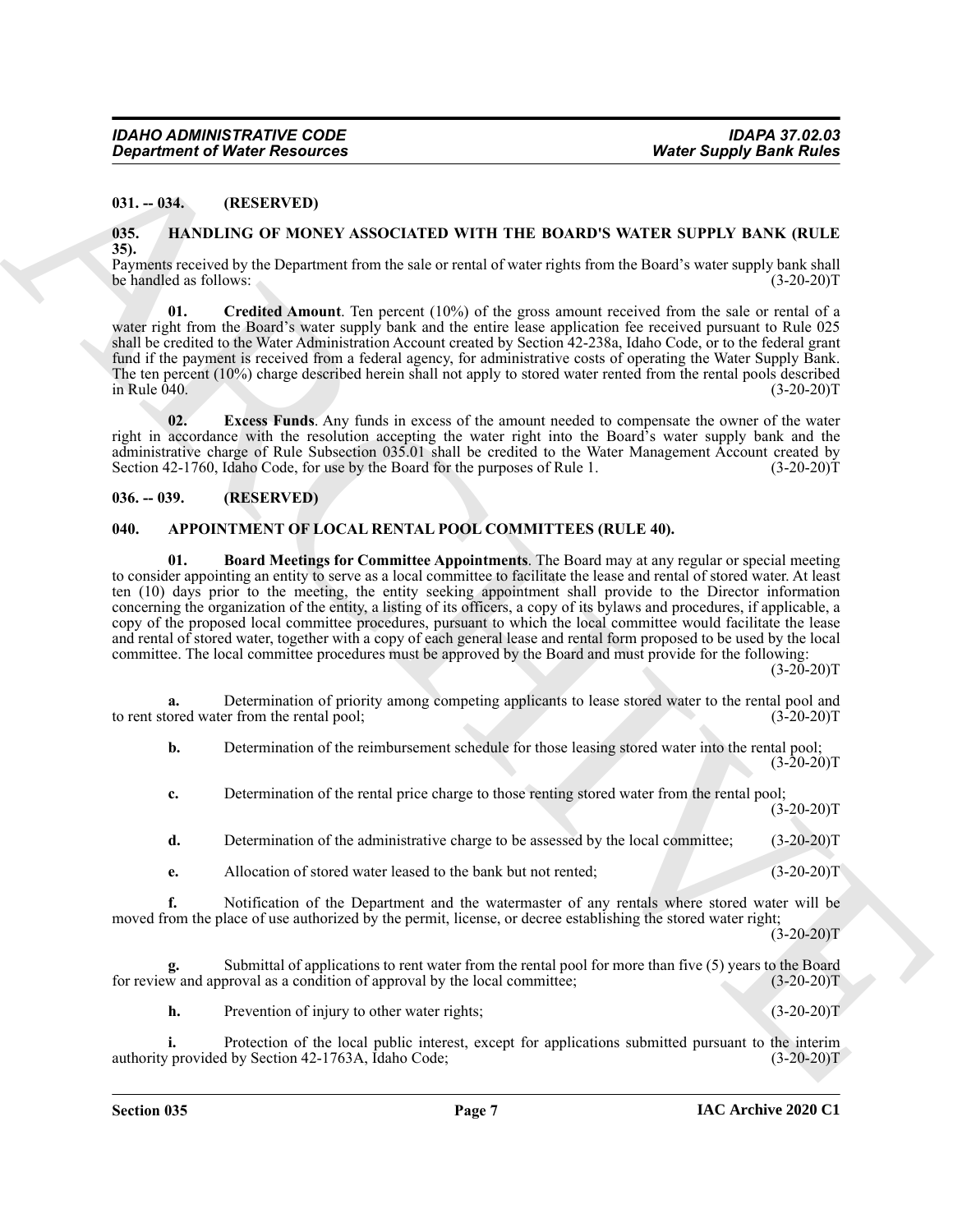**031. -- 034. (RESERVED)**

**035. HANDLING OF MONEY ASSOCIATED WITH THE BOARD'S WATER SUPPLY BANK (RULE 35).**

Payments received by the Department from the sale or rental of water rights from the Board's water supply bank shall be handled as follows: (3-20-20)T

**01. Credited Amount**. Ten percent (10%) of the gross amount received from the sale or rental of a water right from the Board's water supply bank and the entire lease application fee received pursuant to Rule 025 shall be credited to the Water Administration Account created by Section 42-238a, Idaho Code, or to the federal grant fund if the payment is received from a federal agency, for administrative costs of operating the Water Supply Bank. The ten percent (10%) charge described herein shall not apply to stored water rented from the rental pools described in Rule 040. (3-20-20)T

**02. Excess Funds**. Any funds in excess of the amount needed to compensate the owner of the water right in accordance with the resolution accepting the water right into the Board's water supply bank and the administrative charge of Rule Subsection 035.01 shall be credited to the Water Management Account created by Section 42-1760, Idaho Code, for use by the Board for the purposes of Rule 1. (3-20-20)T

**036. -- 039. (RESERVED)**

**040. APPOINTMENT OF LOCAL RENTAL POOL COMMITTEES (RULE 40).**

**01. Board Meetings for Committee Appointments**. The Board may at any regular or special meeting to consider appointing an entity to serve as a local committee to facilitate the lease and rental of stored water. At least ten (10) days prior to the meeting, the entity seeking appointment shall provide to the Director information concerning the organization of the entity, a listing of its officers, a copy of its bylaws and procedures, if applicable, a copy of the proposed local committee procedures, pursuant to which the local committee would facilitate the lease and rental of stored water, together with a copy of each general lease and rental form proposed to be used by the local committee. The local committee procedures must be approved by the Board and must provide for the following: (3-20-20)T

**a.** Determination of priority among competing applicants to lease stored water to the rental pool and to rent stored water from the rental pool; (3-20-20)T

**b.** Determination of the reimbursement schedule for those leasing stored water into the rental pool; (3-20-20)T

**c.** Determination of the rental price charge to those renting stored water from the rental pool; (3-20-20)T

**d.** Determination of the administrative charge to be assessed by the local committee; (3-20-20)T

**e.** Allocation of stored water leased to the bank but not rented; (3-20-20)T

**f.** Notification of the Department and the watermaster of any rentals where stored water will be moved from the place of use authorized by the permit, license, or decree establishing the stored water right; (3-20-20)T

**g.** Submittal of applications to rent water from the rental pool for more than five (5) years to the Board for review and approval as a condition of approval by the local committee; (3-20-20)T

**h.** Prevention of injury to other water rights; (3-20-20)T

**i.** Protection of the local public interest, except for applications submitted pursuant to the interim authority provided by Section 42-1763A, Idaho Code; (3-20-20)T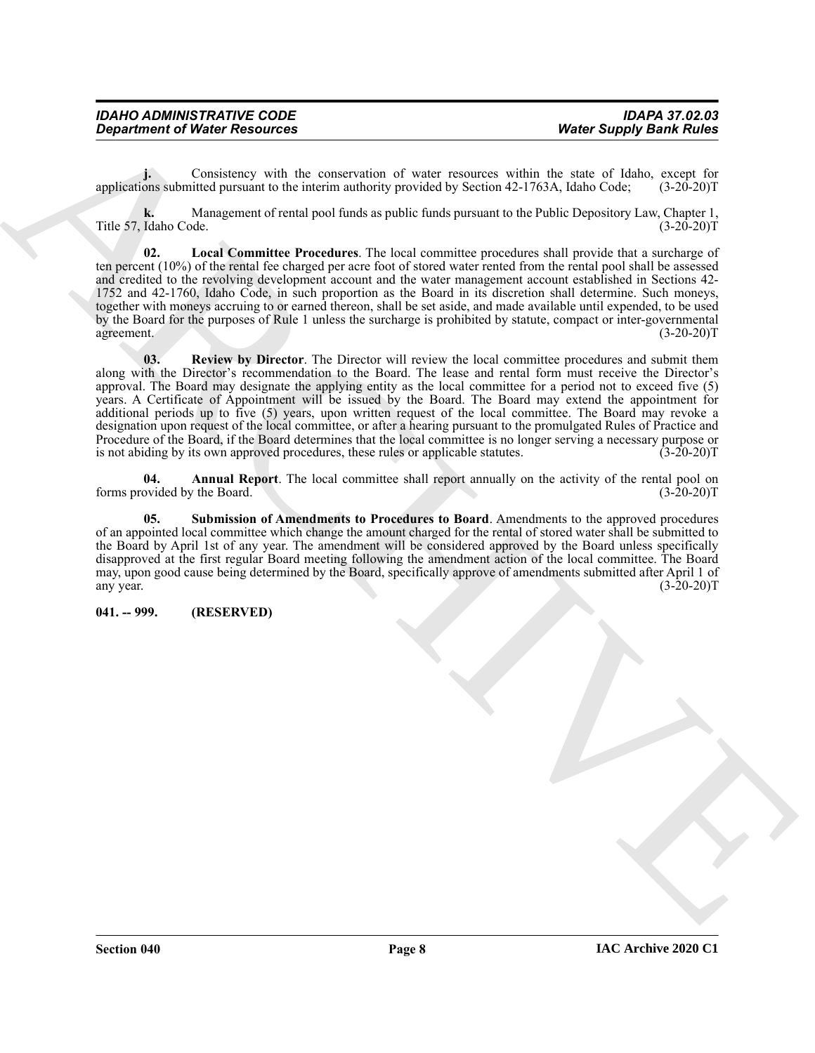**j.** Consistency with the conservation of water resources within the state of Idaho, except for applications submitted pursuant to the interim authority provided by Section 42-1763A, Idaho Code; (3-20-20)T

**k.** Management of rental pool funds as public funds pursuant to the Public Depository Law, Chapter 1, Title 57, Idaho Code. (3-20-20)T

**02. Local Committee Procedures**. The local committee procedures shall provide that a surcharge of ten percent (10%) of the rental fee charged per acre foot of stored water rented from the rental pool shall be assessed and credited to the revolving development account and the water management account established in Sections 42-1752 and 42-1760, Idaho Code, in such proportion as the Board in its discretion shall determine. Such moneys, together with moneys accruing to or earned thereon, shall be set aside, and made available until expended, to be used by the Board for the purposes of Rule 1 unless the surcharge is prohibited by statute, compact or inter-governmental agreement. (3-20-20)T

**03. Review by Director**. The Director will review the local committee procedures and submit them along with the Director's recommendation to the Board. The lease and rental form must receive the Director's approval. The Board may designate the applying entity as the local committee for a period not to exceed five (5) years. A Certificate of Appointment will be issued by the Board. The Board may extend the appointment for additional periods up to five (5) years, upon written request of the local committee. The Board may revoke a designation upon request of the local committee, or after a hearing pursuant to the promulgated Rules of Practice and Procedure of the Board, if the Board determines that the local committee is no longer serving a necessary purpose or is not abiding by its own approved procedures, these rules or applicable statutes. (3-20-20)T

**04. Annual Report**. The local committee shall report annually on the activity of the rental pool on forms provided by the Board. (3-20-20)T

**05. Submission of Amendments to Procedures to Board**. Amendments to the approved procedures of an appointed local committee which change the amount charged for the rental of stored water shall be submitted to the Board by April 1st of any year. The amendment will be considered approved by the Board unless specifically disapproved at the first regular Board meeting following the amendment action of the local committee. The Board may, upon good cause being determined by the Board, specifically approve of amendments submitted after April 1 of any year. (3-20-20)T

**041. -- 999. (RESERVED)**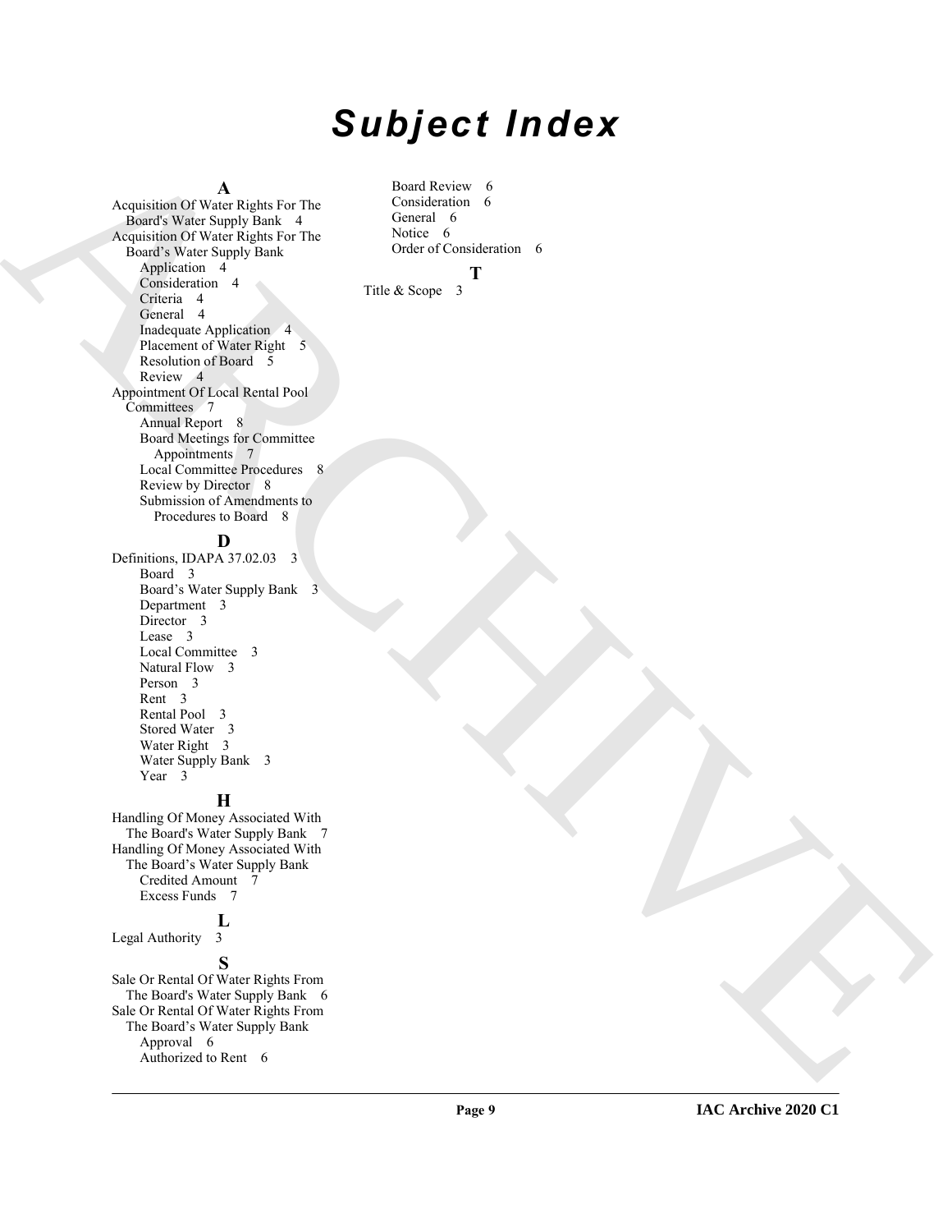# Subject Index

**A**

Acquisition Of Water Rights For The Board's Water Supply Bank 4
Acquisition Of Water Rights For The Board's Water Supply Bank
- Application 4
- Consideration 4
- Criteria 4
- General 4
- Inadequate Application 4
- Placement of Water Right 5
- Resolution of Board 5
- Review 4

Appointment Of Local Rental Pool Committees 7
- Annual Report 8
- Board Meetings for Committee Appointments 7
- Local Committee Procedures 8
- Review by Director 8
- Submission of Amendments to Procedures to Board 8

**D**

Definitions, IDAPA 37.02.03 3
- Board 3
- Board's Water Supply Bank 3
- Department 3
- Director 3
- Lease 3
- Local Committee 3
- Natural Flow 3
- Person 3
- Rent 3
- Rental Pool 3
- Stored Water 3
- Water Right 3
- Water Supply Bank 3
- Year 3

**H**

Handling Of Money Associated With The Board's Water Supply Bank 7
Handling Of Money Associated With The Board's Water Supply Bank
- Credited Amount 7
- Excess Funds 7

**L**

Legal Authority 3

**S**

Sale Or Rental Of Water Rights From The Board's Water Supply Bank 6
Sale Or Rental Of Water Rights From The Board's Water Supply Bank
- Approval 6
- Authorized to Rent 6
- Board Review 6
- Consideration 6
- General 6
- Notice 6
- Order of Consideration 6

**T**

Title & Scope 3